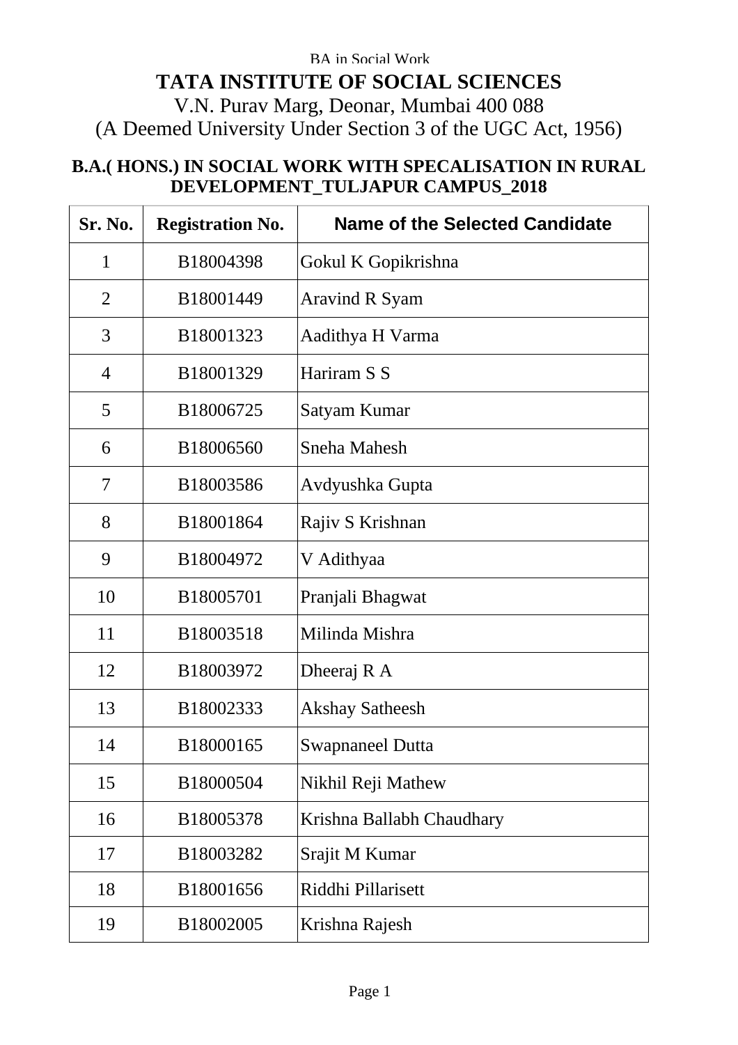# TATA INSTITUTE OF SOCIAL SCIENCES

V.N. Purav Marg, Deonar, Mumbai 400 088
(A Deemed University Under Section 3 of the UGC Act, 1956)

## B.A.( HONS.) IN SOCIAL WORK WITH SPECALISATION IN RURAL DEVELOPMENT_TULJAPUR CAMPUS_2018

| Sr. No. | Registration No. | Name of the Selected Candidate |
|---|---|---|
| 1 | B18004398 | Gokul K Gopikrishna |
| 2 | B18001449 | Aravind R Syam |
| 3 | B18001323 | Aadithya H Varma |
| 4 | B18001329 | Hariram S S |
| 5 | B18006725 | Satyam Kumar |
| 6 | B18006560 | Sneha Mahesh |
| 7 | B18003586 | Avdyushka Gupta |
| 8 | B18001864 | Rajiv S Krishnan |
| 9 | B18004972 | V Adithyaa |
| 10 | B18005701 | Pranjali Bhagwat |
| 11 | B18003518 | Milinda Mishra |
| 12 | B18003972 | Dheeraj R A |
| 13 | B18002333 | Akshay Satheesh |
| 14 | B18000165 | Swapnaneel Dutta |
| 15 | B18000504 | Nikhil Reji Mathew |
| 16 | B18005378 | Krishna Ballabh Chaudhary |
| 17 | B18003282 | Srajit M Kumar |
| 18 | B18001656 | Riddhi Pillarisett |
| 19 | B18002005 | Krishna Rajesh |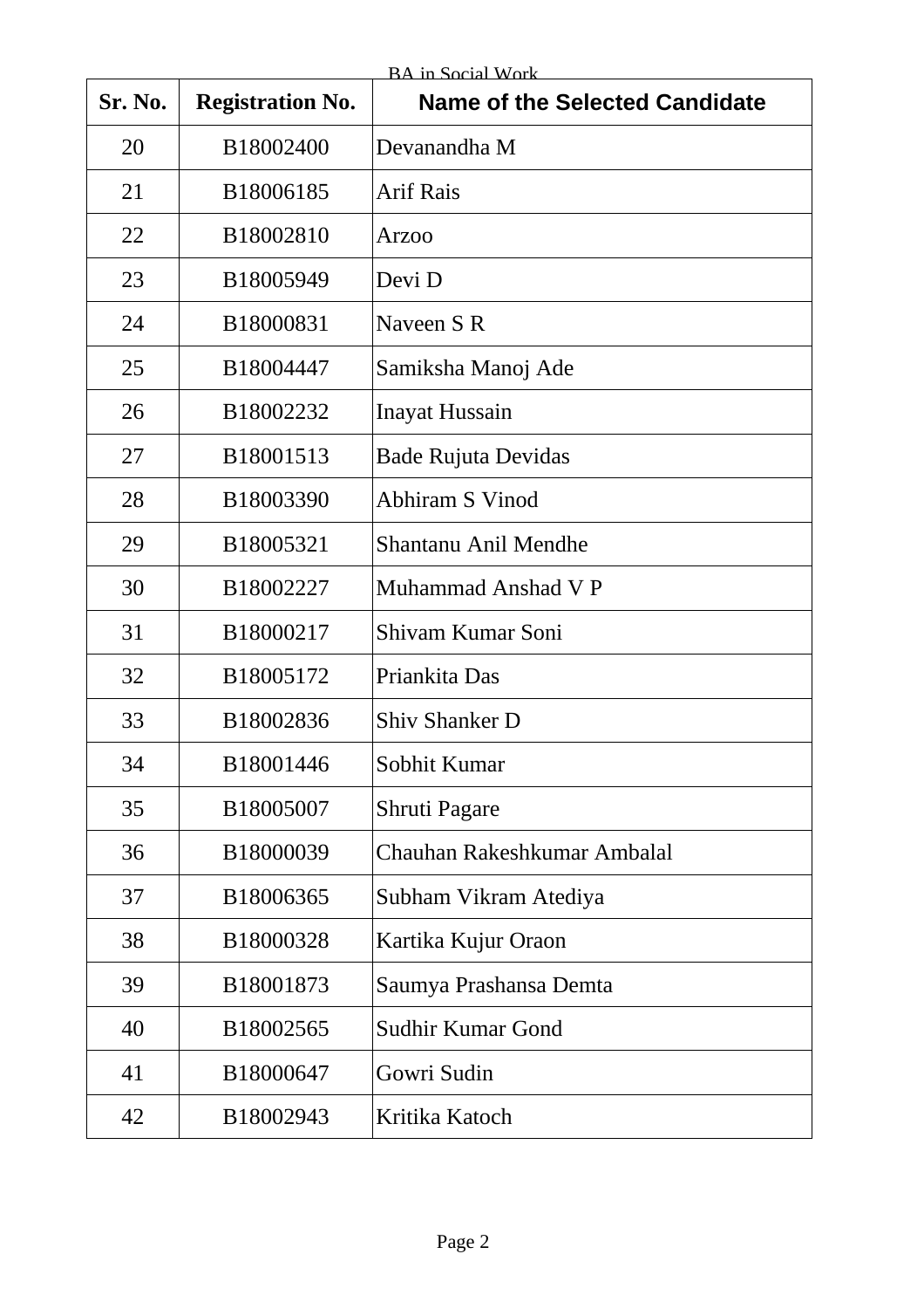| Sr. No. | Registration No. | Name of the Selected Candidate |
|---|---|---|
| 20 | B18002400 | Devanandha M |
| 21 | B18006185 | Arif Rais |
| 22 | B18002810 | Arzoo |
| 23 | B18005949 | Devi D |
| 24 | B18000831 | Naveen S R |
| 25 | B18004447 | Samiksha Manoj Ade |
| 26 | B18002232 | Inayat Hussain |
| 27 | B18001513 | Bade Rujuta Devidas |
| 28 | B18003390 | Abhiram S Vinod |
| 29 | B18005321 | Shantanu Anil Mendhe |
| 30 | B18002227 | Muhammad Anshad V P |
| 31 | B18000217 | Shivam Kumar Soni |
| 32 | B18005172 | Priankita Das |
| 33 | B18002836 | Shiv Shanker D |
| 34 | B18001446 | Sobhit Kumar |
| 35 | B18005007 | Shruti Pagare |
| 36 | B18000039 | Chauhan Rakeshkumar Ambalal |
| 37 | B18006365 | Subham Vikram Atediya |
| 38 | B18000328 | Kartika Kujur Oraon |
| 39 | B18001873 | Saumya Prashansa Demta |
| 40 | B18002565 | Sudhir Kumar Gond |
| 41 | B18000647 | Gowri Sudin |
| 42 | B18002943 | Kritika Katoch |